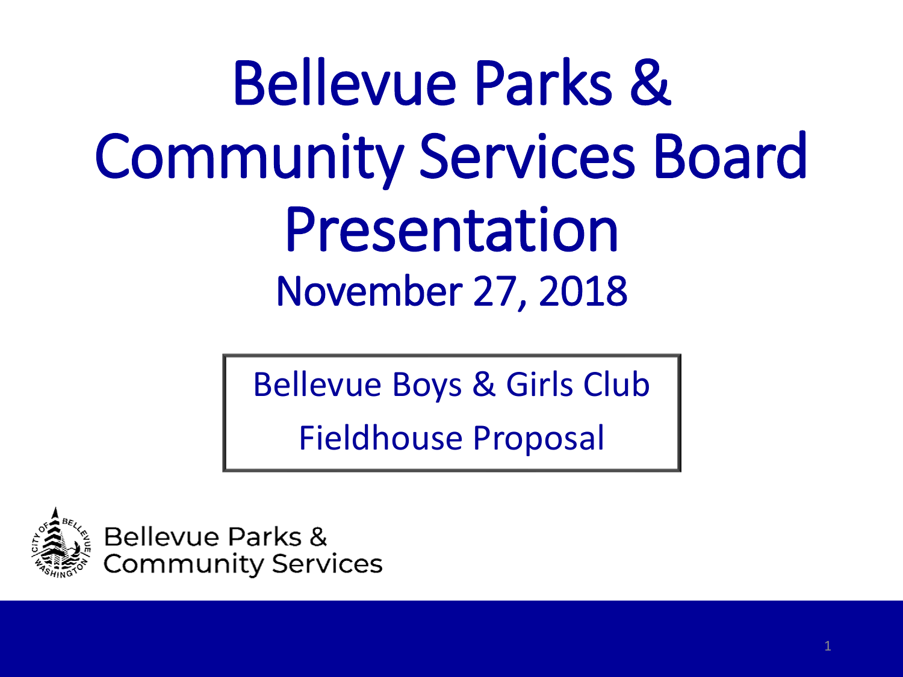# Bellevue Parks & Community Services Board Presentation

## November 27, 2018

Bellevue Boys & Girls Club

Fieldhouse Proposal

Bellevue Parks & Community Services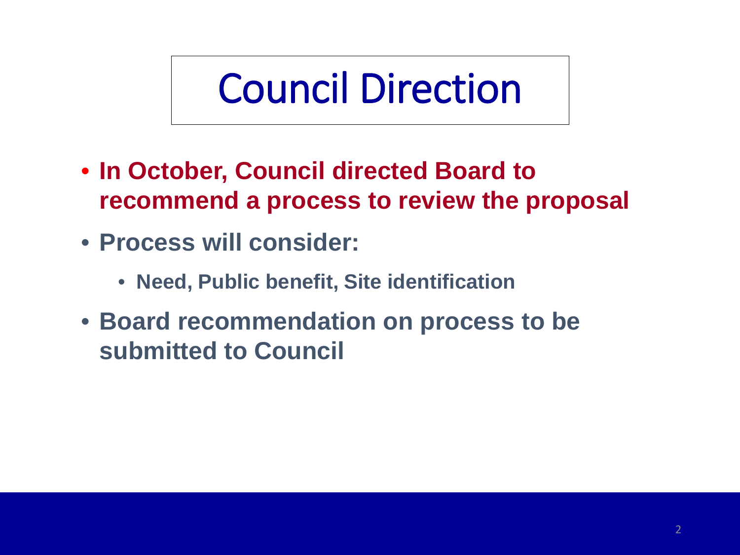# Council Direction

- **In October, Council directed Board to recommend a process to review the proposal**
- **Process will consider:**
  - **Need, Public benefit, Site identification**
- **Board recommendation on process to be submitted to Council**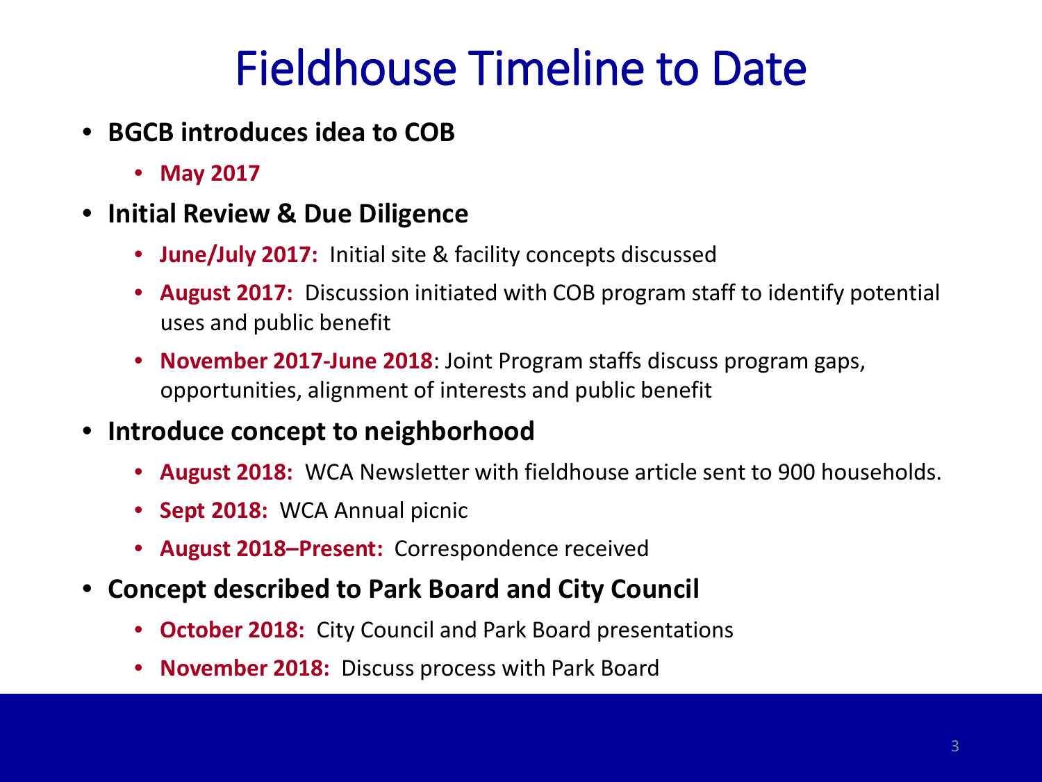# Fieldhouse Timeline to Date

- **BGCB introduces idea to COB**
  - **May 2017**
- **Initial Review & Due Diligence**
  - **June/July 2017:** Initial site & facility concepts discussed
  - **August 2017:** Discussion initiated with COB program staff to identify potential uses and public benefit
  - **November 2017-June 2018**: Joint Program staffs discuss program gaps, opportunities, alignment of interests and public benefit
- **Introduce concept to neighborhood**
  - **August 2018:** WCA Newsletter with fieldhouse article sent to 900 households.
  - **Sept 2018:** WCA Annual picnic
  - **August 2018–Present:** Correspondence received
- **Concept described to Park Board and City Council**
  - **October 2018:** City Council and Park Board presentations
  - **November 2018:** Discuss process with Park Board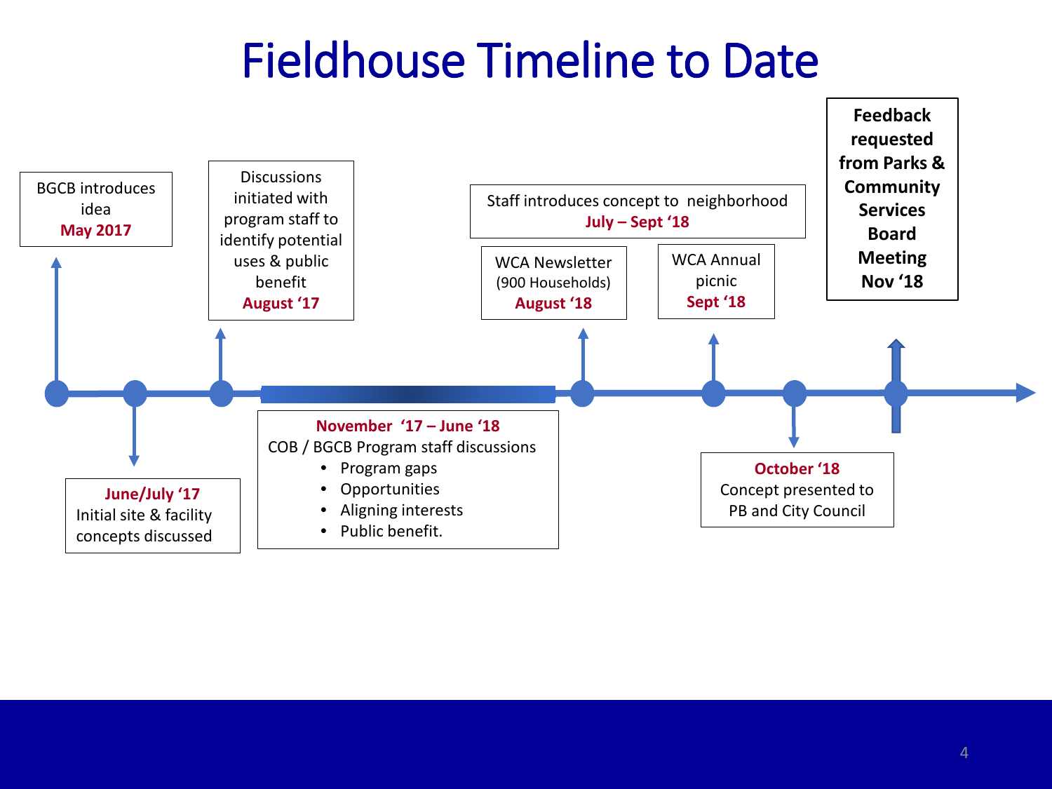# Fieldhouse Timeline to Date

BGCB introduces idea
**May 2017**

**June/July '17**
Initial site & facility concepts discussed

Discussions initiated with program staff to identify potential uses & public benefit
**August '17**

**November '17 – June '18**
COB / BGCB Program staff discussions
- Program gaps
- Opportunities
- Aligning interests
- Public benefit.

Staff introduces concept to neighborhood
**July – Sept '18**

WCA Newsletter (900 Households)
**August '18**

WCA Annual picnic
**Sept '18**

**October '18**
Concept presented to PB and City Council

**Feedback requested from Parks & Community Services Board Meeting Nov '18**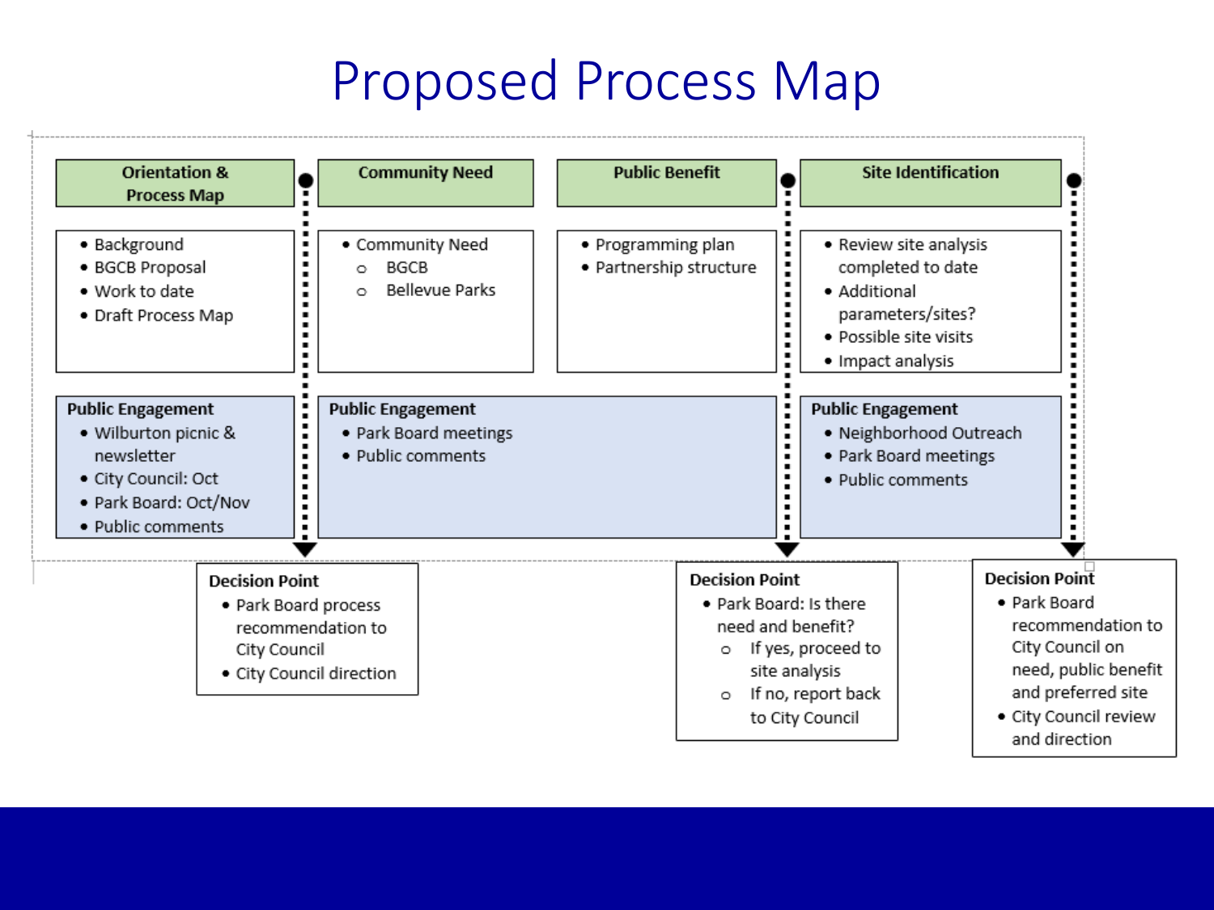# Proposed Process Map

| Orientation & Process Map | Community Need | Public Benefit | Site Identification |
|---|---|---|---|
| • Background<br>• BGCB Proposal<br>• Work to date<br>• Draft Process Map | • Community Need<br>  ○ BGCB<br>  ○ Bellevue Parks | • Programming plan<br>• Partnership structure | • Review site analysis completed to date<br>• Additional parameters/sites?<br>• Possible site visits<br>• Impact analysis |
| **Public Engagement**<br>• Wilburton picnic & newsletter<br>• City Council: Oct<br>• Park Board: Oct/Nov<br>• Public comments | **Public Engagement**<br>• Park Board meetings<br>• Public comments | | **Public Engagement**<br>• Neighborhood Outreach<br>• Park Board meetings<br>• Public comments |

**Decision Point** (after Orientation & Process Map)

- Park Board process recommendation to City Council
- City Council direction

**Decision Point** (after Public Benefit)

- Park Board: Is there need and benefit?
  - If yes, proceed to site analysis
  - If no, report back to City Council

**Decision Point** (after Site Identification)

- Park Board recommendation to City Council on need, public benefit and preferred site
- City Council review and direction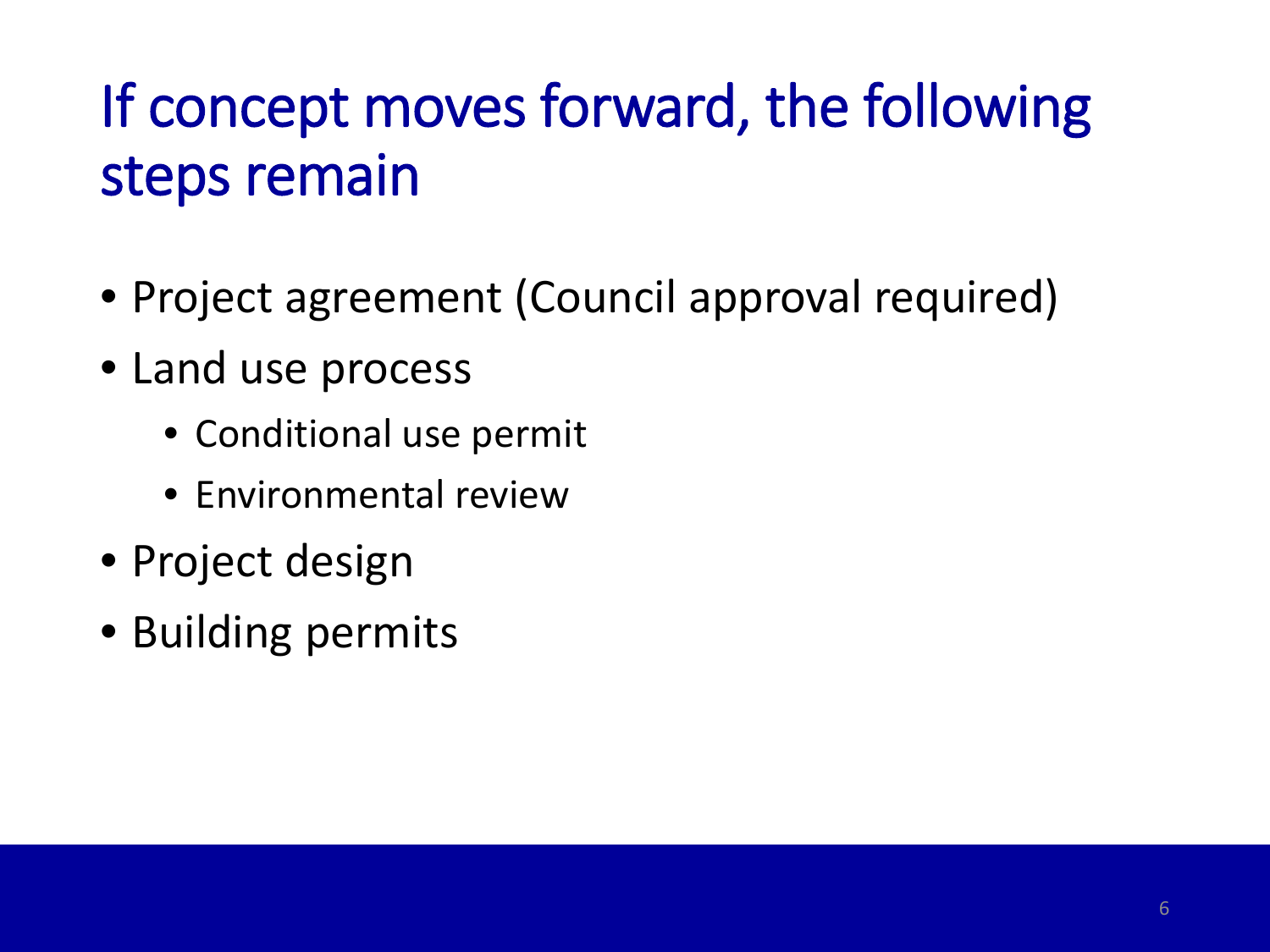# If concept moves forward, the following steps remain

- Project agreement (Council approval required)
- Land use process
  - Conditional use permit
  - Environmental review
- Project design
- Building permits